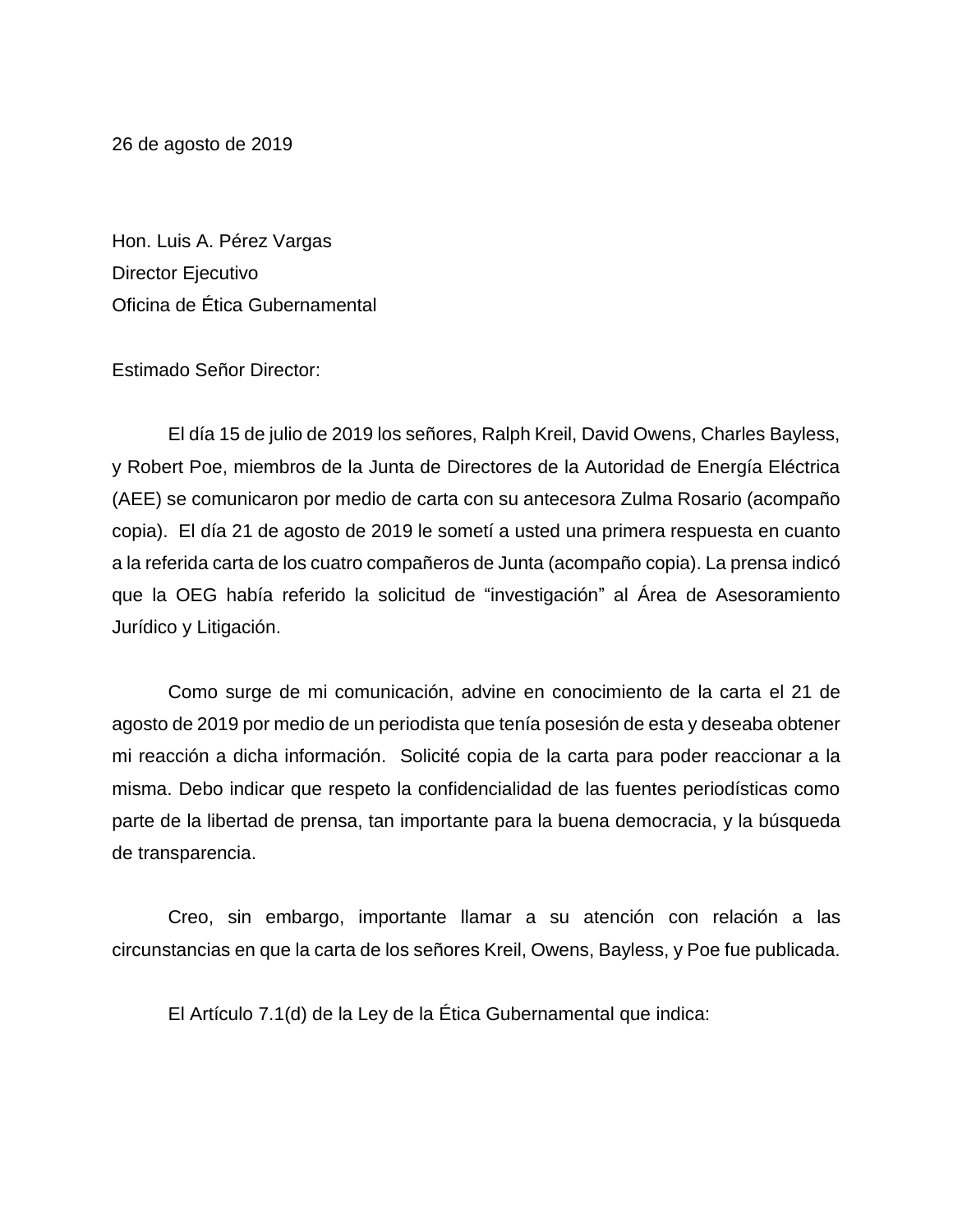26 de agosto de 2019

Hon. Luis A. Pérez Vargas
Director Ejecutivo
Oficina de Ética Gubernamental

Estimado Señor Director:

El día 15 de julio de 2019 los señores, Ralph Kreil, David Owens, Charles Bayless, y Robert Poe, miembros de la Junta de Directores de la Autoridad de Energía Eléctrica (AEE) se comunicaron por medio de carta con su antecesora Zulma Rosario (acompaño copia). El día 21 de agosto de 2019 le sometí a usted una primera respuesta en cuanto a la referida carta de los cuatro compañeros de Junta (acompaño copia). La prensa indicó que la OEG había referido la solicitud de "investigación" al Área de Asesoramiento Jurídico y Litigación.

Como surge de mi comunicación, advine en conocimiento de la carta el 21 de agosto de 2019 por medio de un periodista que tenía posesión de esta y deseaba obtener mi reacción a dicha información. Solicité copia de la carta para poder reaccionar a la misma. Debo indicar que respeto la confidencialidad de las fuentes periodísticas como parte de la libertad de prensa, tan importante para la buena democracia, y la búsqueda de transparencia.

Creo, sin embargo, importante llamar a su atención con relación a las circunstancias en que la carta de los señores Kreil, Owens, Bayless, y Poe fue publicada.

El Artículo 7.1(d) de la Ley de la Ética Gubernamental que indica: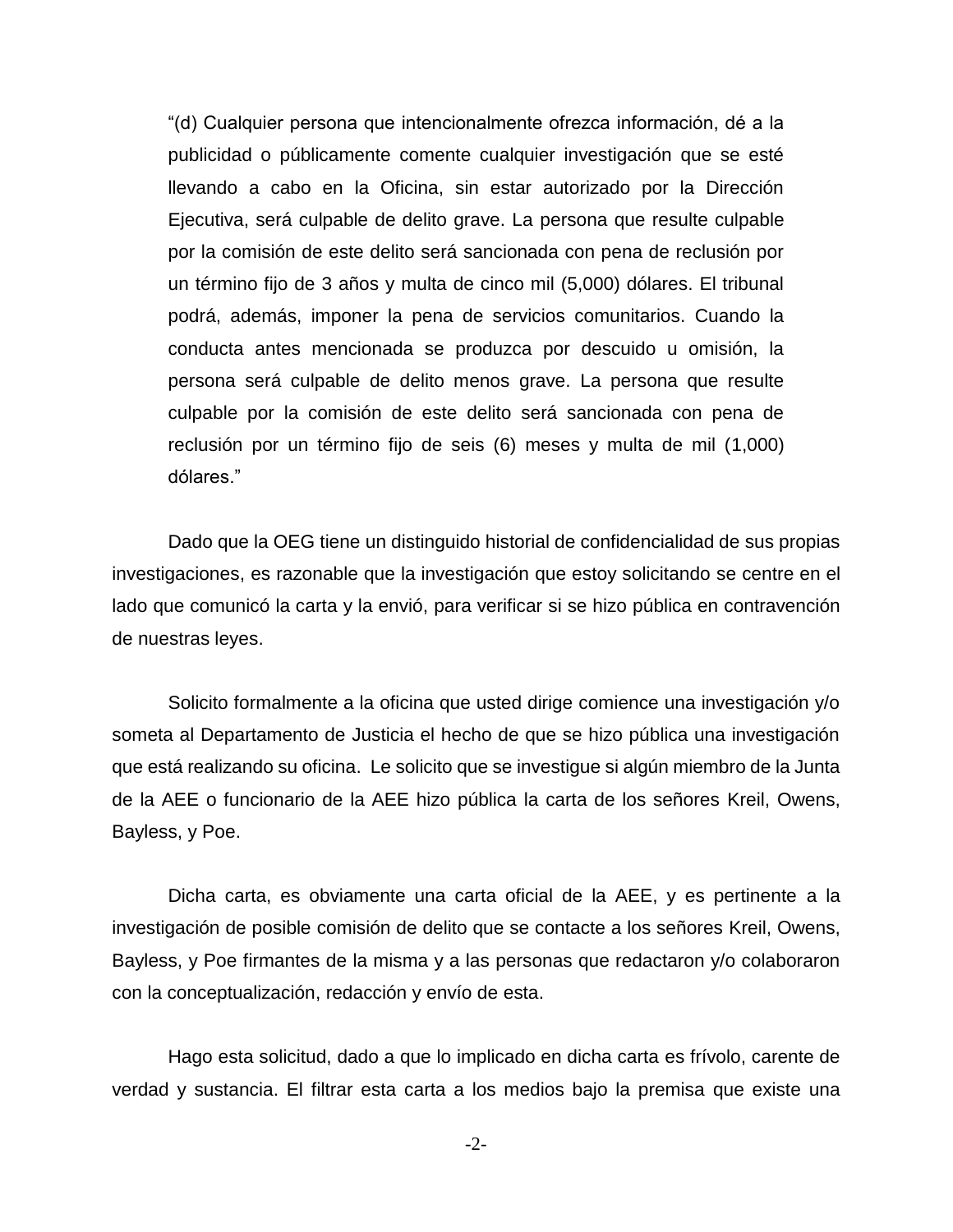> “(d) Cualquier persona que intencionalmente ofrezca información, dé a la publicidad o públicamente comente cualquier investigación que se esté llevando a cabo en la Oficina, sin estar autorizado por la Dirección Ejecutiva, será culpable de delito grave. La persona que resulte culpable por la comisión de este delito será sancionada con pena de reclusión por un término fijo de 3 años y multa de cinco mil (5,000) dólares. El tribunal podrá, además, imponer la pena de servicios comunitarios. Cuando la conducta antes mencionada se produzca por descuido u omisión, la persona será culpable de delito menos grave. La persona que resulte culpable por la comisión de este delito será sancionada con pena de reclusión por un término fijo de seis (6) meses y multa de mil (1,000) dólares.”

Dado que la OEG tiene un distinguido historial de confidencialidad de sus propias investigaciones, es razonable que la investigación que estoy solicitando se centre en el lado que comunicó la carta y la envió, para verificar si se hizo pública en contravención de nuestras leyes.

Solicito formalmente a la oficina que usted dirige comience una investigación y/o someta al Departamento de Justicia el hecho de que se hizo pública una investigación que está realizando su oficina. Le solicito que se investigue si algún miembro de la Junta de la AEE o funcionario de la AEE hizo pública la carta de los señores Kreil, Owens, Bayless, y Poe.

Dicha carta, es obviamente una carta oficial de la AEE, y es pertinente a la investigación de posible comisión de delito que se contacte a los señores Kreil, Owens, Bayless, y Poe firmantes de la misma y a las personas que redactaron y/o colaboraron con la conceptualización, redacción y envío de esta.

Hago esta solicitud, dado a que lo implicado en dicha carta es frívolo, carente de verdad y sustancia. El filtrar esta carta a los medios bajo la premisa que existe una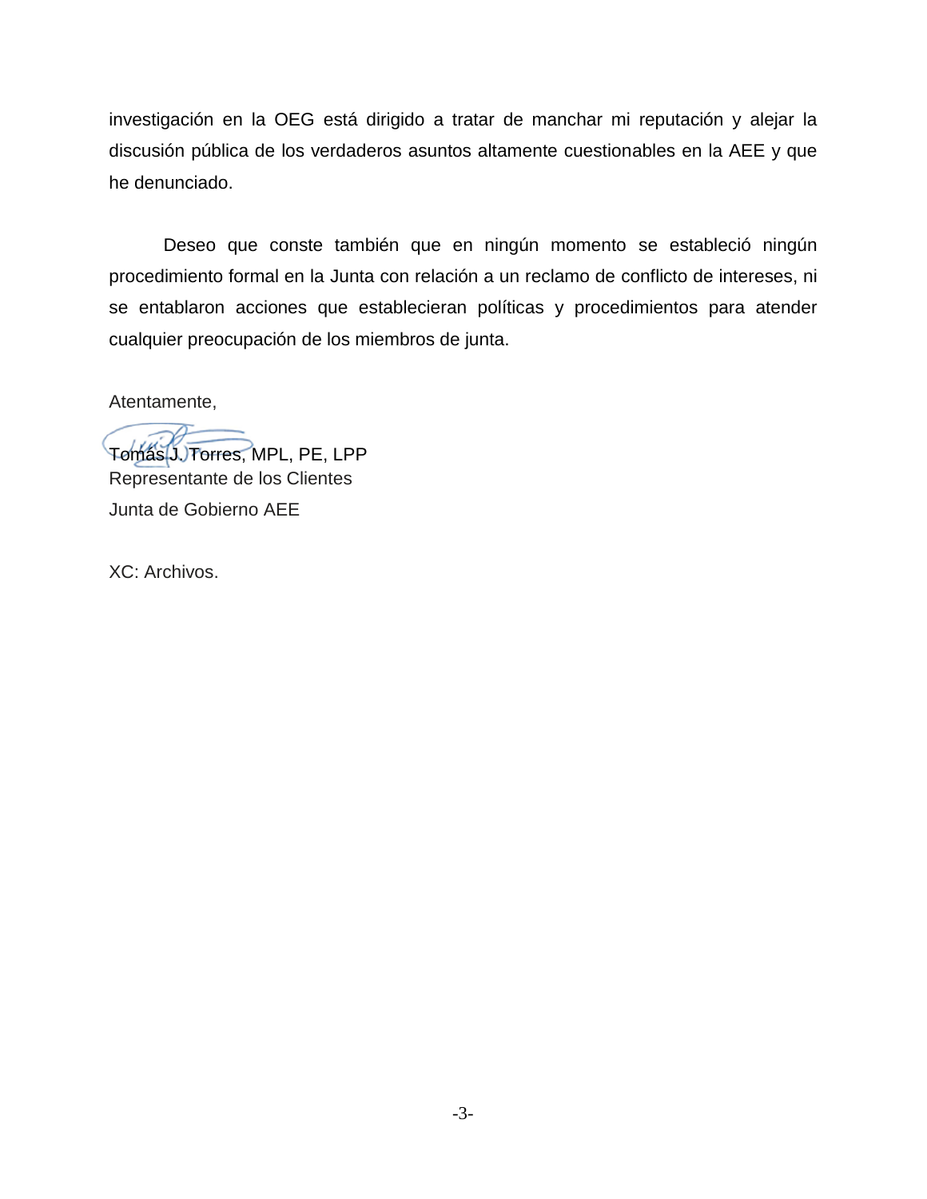investigación en la OEG está dirigido a tratar de manchar mi reputación y alejar la discusión pública de los verdaderos asuntos altamente cuestionables en la AEE y que he denunciado.

Deseo que conste también que en ningún momento se estableció ningún procedimiento formal en la Junta con relación a un reclamo de conflicto de intereses, ni se entablaron acciones que establecieran políticas y procedimientos para atender cualquier preocupación de los miembros de junta.

Atentamente,

Tomás J. Torres, MPL, PE, LPP
Representante de los Clientes
Junta de Gobierno AEE

XC: Archivos.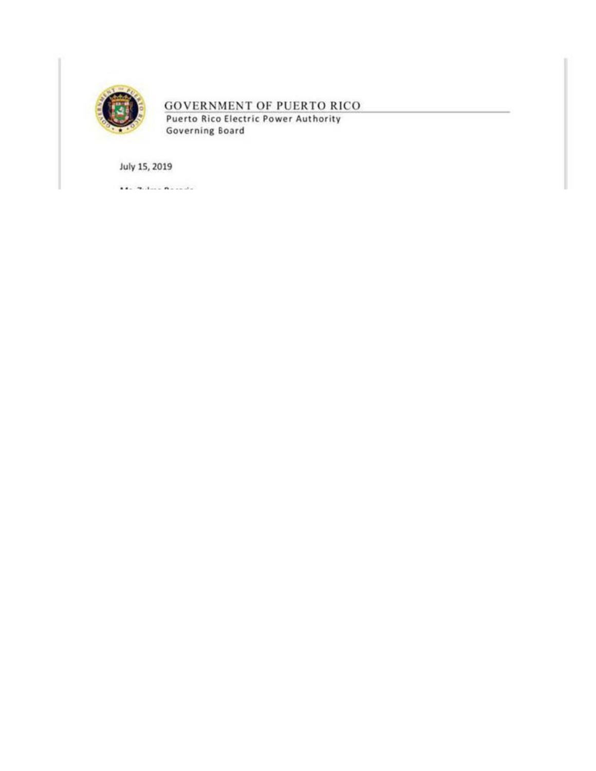GOVERNMENT OF PUERTO RICO

Puerto Rico Electric Power Authority

Governing Board

July 15, 2019

Ms. Zulma Rosario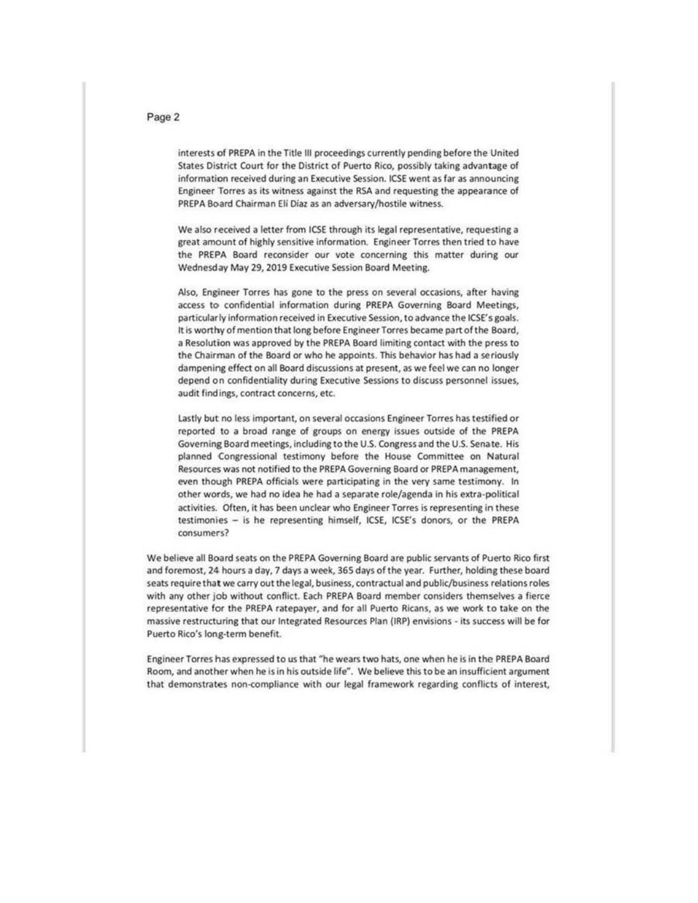interests of PREPA in the Title III proceedings currently pending before the United States District Court for the District of Puerto Rico, possibly taking advantage of information received during an Executive Session. ICSE went as far as announcing Engineer Torres as its witness against the RSA and requesting the appearance of PREPA Board Chairman Elí Díaz as an adversary/hostile witness.

We also received a letter from ICSE through its legal representative, requesting a great amount of highly sensitive information. Engineer Torres then tried to have the PREPA Board reconsider our vote concerning this matter during our Wednesday May 29, 2019 Executive Session Board Meeting.

Also, Engineer Torres has gone to the press on several occasions, after having access to confidential information during PREPA Governing Board Meetings, particularly information received in Executive Session, to advance the ICSE's goals. It is worthy of mention that long before Engineer Torres became part of the Board, a Resolution was approved by the PREPA Board limiting contact with the press to the Chairman of the Board or who he appoints. This behavior has had a seriously dampening effect on all Board discussions at present, as we feel we can no longer depend on confidentiality during Executive Sessions to discuss personnel issues, audit findings, contract concerns, etc.

Lastly but no less important, on several occasions Engineer Torres has testified or reported to a broad range of groups on energy issues outside of the PREPA Governing Board meetings, including to the U.S. Congress and the U.S. Senate. His planned Congressional testimony before the House Committee on Natural Resources was not notified to the PREPA Governing Board or PREPA management, even though PREPA officials were participating in the very same testimony. In other words, we had no idea he had a separate role/agenda in his extra-political activities. Often, it has been unclear who Engineer Torres is representing in these testimonies – is he representing himself, ICSE, ICSE's donors, or the PREPA consumers?

We believe all Board seats on the PREPA Governing Board are public servants of Puerto Rico first and foremost, 24 hours a day, 7 days a week, 365 days of the year. Further, holding these board seats require that we carry out the legal, business, contractual and public/business relations roles with any other job without conflict. Each PREPA Board member considers themselves a fierce representative for the PREPA ratepayer, and for all Puerto Ricans, as we work to take on the massive restructuring that our Integrated Resources Plan (IRP) envisions - its success will be for Puerto Rico's long-term benefit.

Engineer Torres has expressed to us that "he wears two hats, one when he is in the PREPA Board Room, and another when he is in his outside life". We believe this to be an insufficient argument that demonstrates non-compliance with our legal framework regarding conflicts of interest,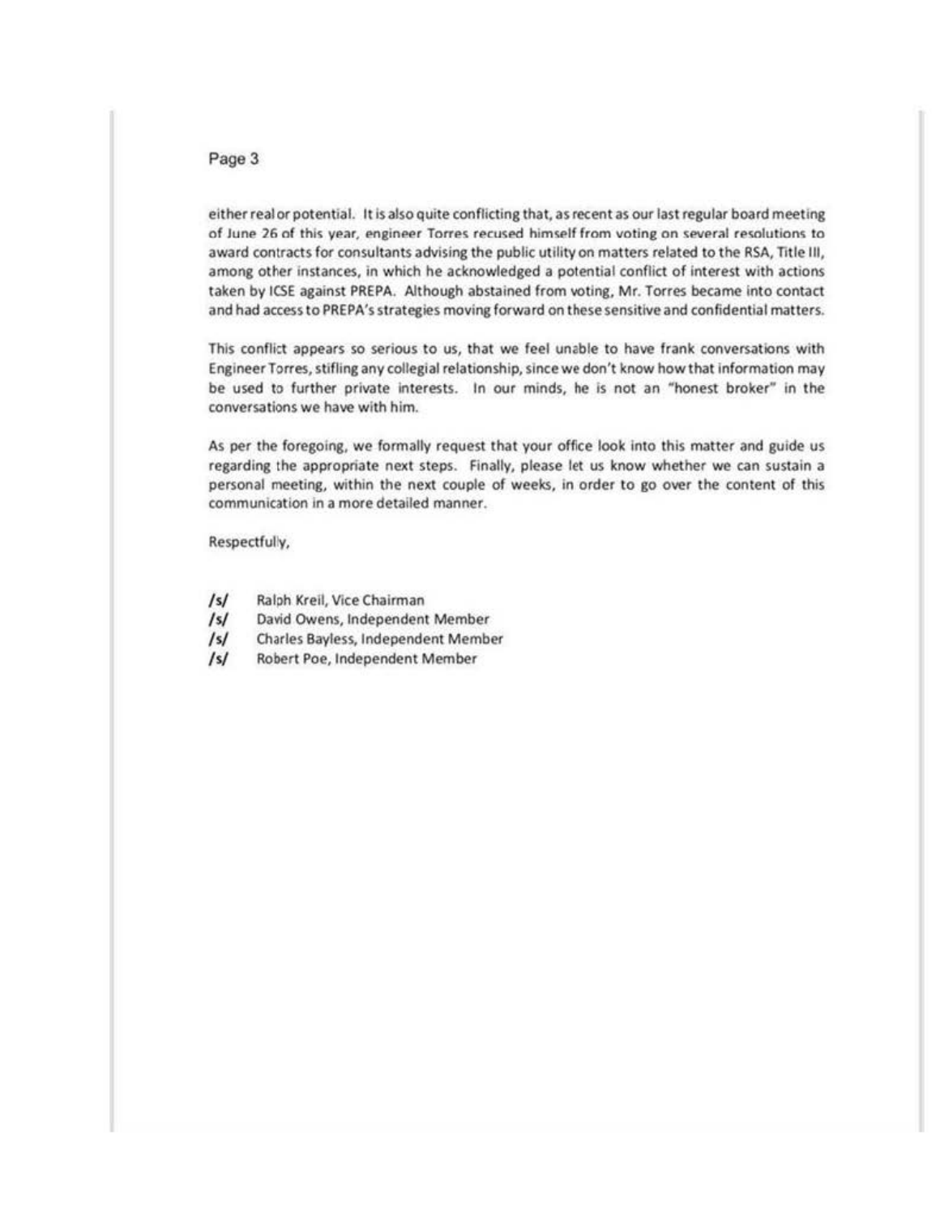either real or potential. It is also quite conflicting that, as recent as our last regular board meeting of June 26 of this year, engineer Torres recused himself from voting on several resolutions to award contracts for consultants advising the public utility on matters related to the RSA, Title III, among other instances, in which he acknowledged a potential conflict of interest with actions taken by ICSE against PREPA. Although abstained from voting, Mr. Torres became into contact and had access to PREPA's strategies moving forward on these sensitive and confidential matters.

This conflict appears so serious to us, that we feel unable to have frank conversations with Engineer Torres, stifling any collegial relationship, since we don't know how that information may be used to further private interests. In our minds, he is not an "honest broker" in the conversations we have with him.

As per the foregoing, we formally request that your office look into this matter and guide us regarding the appropriate next steps. Finally, please let us know whether we can sustain a personal meeting, within the next couple of weeks, in order to go over the content of this communication in a more detailed manner.

Respectfully,

/s/ Ralph Kreil, Vice Chairman
/s/ David Owens, Independent Member
/s/ Charles Bayless, Independent Member
/s/ Robert Poe, Independent Member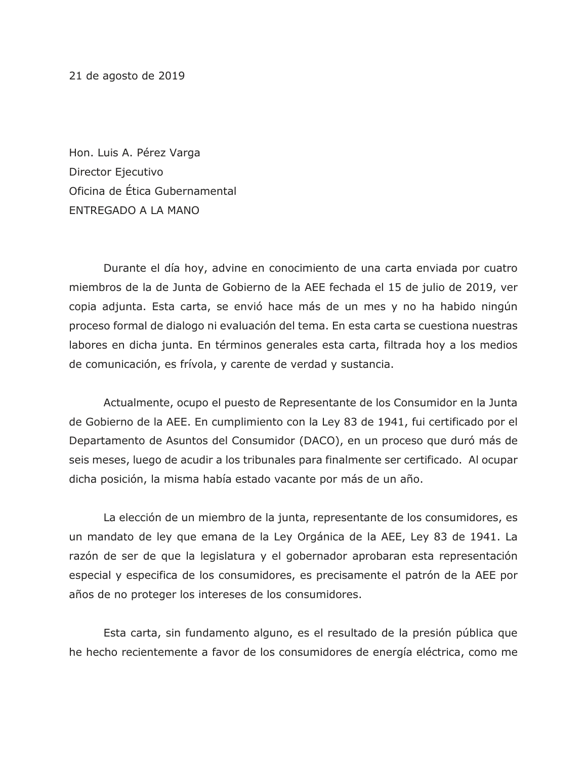21 de agosto de 2019

Hon. Luis A. Pérez Varga  
Director Ejecutivo  
Oficina de Ética Gubernamental  
ENTREGADO A LA MANO

Durante el día hoy, advine en conocimiento de una carta enviada por cuatro miembros de la de Junta de Gobierno de la AEE fechada el 15 de julio de 2019, ver copia adjunta. Esta carta, se envió hace más de un mes y no ha habido ningún proceso formal de dialogo ni evaluación del tema. En esta carta se cuestiona nuestras labores en dicha junta. En términos generales esta carta, filtrada hoy a los medios de comunicación, es frívola, y carente de verdad y sustancia.

Actualmente, ocupo el puesto de Representante de los Consumidor en la Junta de Gobierno de la AEE. En cumplimiento con la Ley 83 de 1941, fui certificado por el Departamento de Asuntos del Consumidor (DACO), en un proceso que duró más de seis meses, luego de acudir a los tribunales para finalmente ser certificado. Al ocupar dicha posición, la misma había estado vacante por más de un año.

La elección de un miembro de la junta, representante de los consumidores, es un mandato de ley que emana de la Ley Orgánica de la AEE, Ley 83 de 1941. La razón de ser de que la legislatura y el gobernador aprobaran esta representación especial y especifica de los consumidores, es precisamente el patrón de la AEE por años de no proteger los intereses de los consumidores.

Esta carta, sin fundamento alguno, es el resultado de la presión pública que he hecho recientemente a favor de los consumidores de energía eléctrica, como me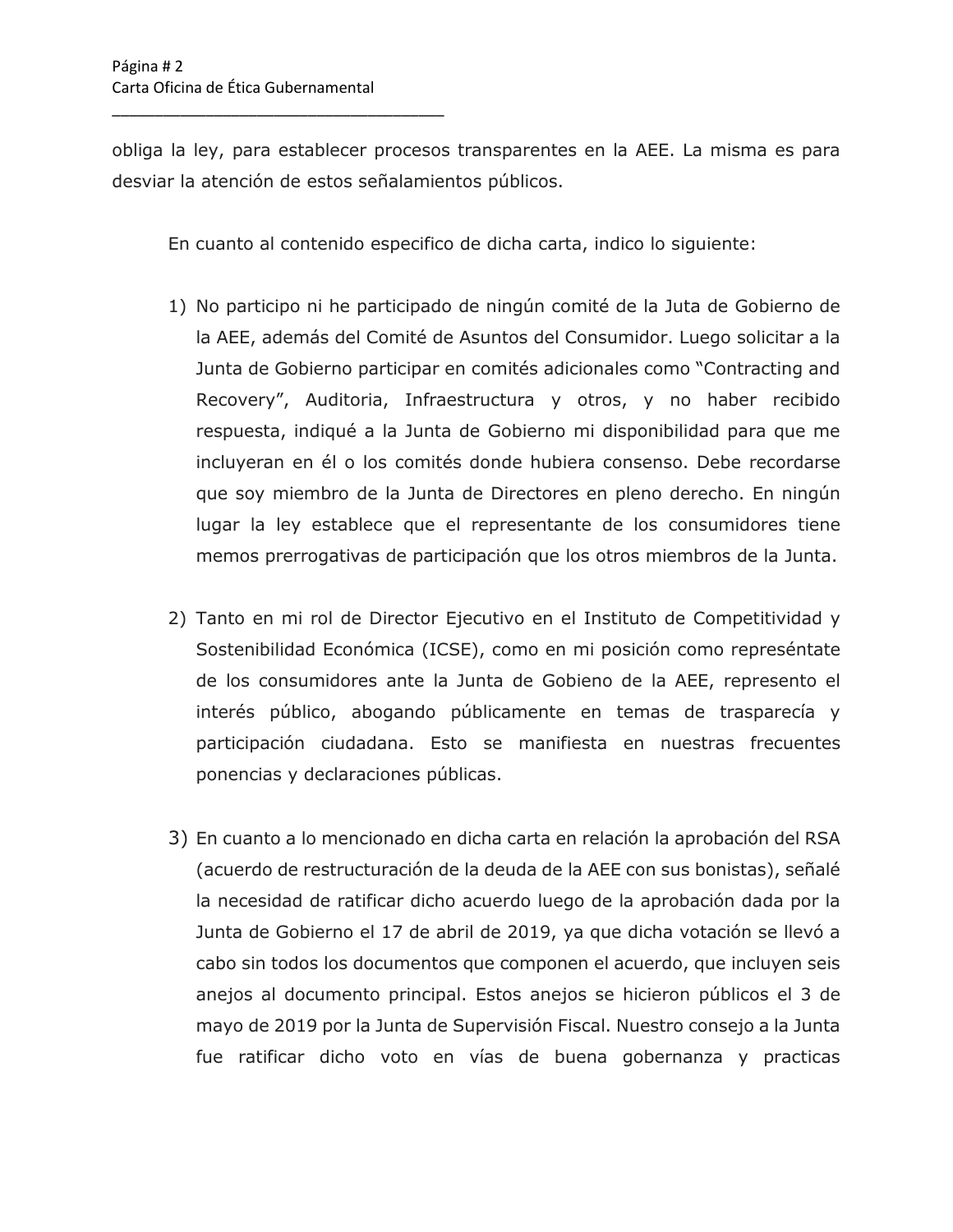obliga la ley, para establecer procesos transparentes en la AEE. La misma es para desviar la atención de estos señalamientos públicos.

En cuanto al contenido especifico de dicha carta, indico lo siguiente:

1) No participo ni he participado de ningún comité de la Juta de Gobierno de la AEE, además del Comité de Asuntos del Consumidor. Luego solicitar a la Junta de Gobierno participar en comités adicionales como "Contracting and Recovery", Auditoria, Infraestructura y otros, y no haber recibido respuesta, indiqué a la Junta de Gobierno mi disponibilidad para que me incluyeran en él o los comités donde hubiera consenso. Debe recordarse que soy miembro de la Junta de Directores en pleno derecho. En ningún lugar la ley establece que el representante de los consumidores tiene memos prerrogativas de participación que los otros miembros de la Junta.

2) Tanto en mi rol de Director Ejecutivo en el Instituto de Competitividad y Sostenibilidad Económica (ICSE), como en mi posición como represéntate de los consumidores ante la Junta de Gobieno de la AEE, represento el interés público, abogando públicamente en temas de trasparecía y participación ciudadana. Esto se manifiesta en nuestras frecuentes ponencias y declaraciones públicas.

3) En cuanto a lo mencionado en dicha carta en relación la aprobación del RSA (acuerdo de restructuración de la deuda de la AEE con sus bonistas), señalé la necesidad de ratificar dicho acuerdo luego de la aprobación dada por la Junta de Gobierno el 17 de abril de 2019, ya que dicha votación se llevó a cabo sin todos los documentos que componen el acuerdo, que incluyen seis anejos al documento principal. Estos anejos se hicieron públicos el 3 de mayo de 2019 por la Junta de Supervisión Fiscal. Nuestro consejo a la Junta fue ratificar dicho voto en vías de buena gobernanza y practicas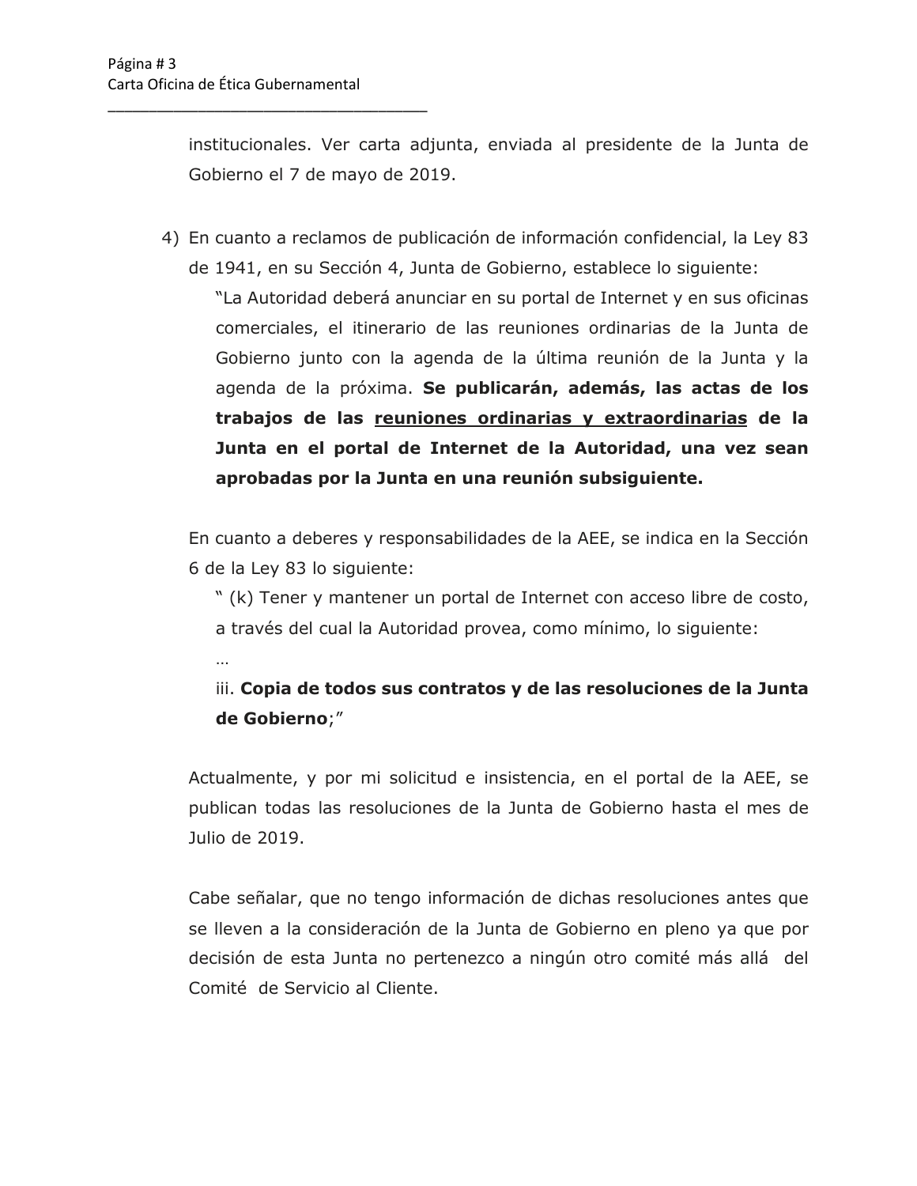institucionales. Ver carta adjunta, enviada al presidente de la Junta de Gobierno el 7 de mayo de 2019.

4) En cuanto a reclamos de publicación de información confidencial, la Ley 83 de 1941, en su Sección 4, Junta de Gobierno, establece lo siguiente:

   "La Autoridad deberá anunciar en su portal de Internet y en sus oficinas comerciales, el itinerario de las reuniones ordinarias de la Junta de Gobierno junto con la agenda de la última reunión de la Junta y la agenda de la próxima. **Se publicarán, además, las actas de los trabajos de las <u>reuniones ordinarias y extraordinarias</u> de la Junta en el portal de Internet de la Autoridad, una vez sean aprobadas por la Junta en una reunión subsiguiente.**

   En cuanto a deberes y responsabilidades de la AEE, se indica en la Sección 6 de la Ley 83 lo siguiente:

   " (k) Tener y mantener un portal de Internet con acceso libre de costo, a través del cual la Autoridad provea, como mínimo, lo siguiente:

   …

   iii. **Copia de todos sus contratos y de las resoluciones de la Junta de Gobierno**;"

   Actualmente, y por mi solicitud e insistencia, en el portal de la AEE, se publican todas las resoluciones de la Junta de Gobierno hasta el mes de Julio de 2019.

   Cabe señalar, que no tengo información de dichas resoluciones antes que se lleven a la consideración de la Junta de Gobierno en pleno ya que por decisión de esta Junta no pertenezco a ningún otro comité más allá del Comité de Servicio al Cliente.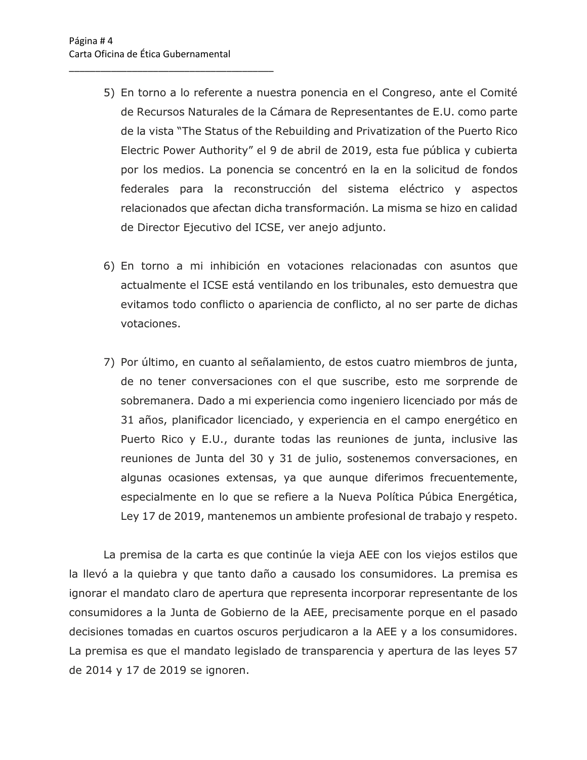5) En torno a lo referente a nuestra ponencia en el Congreso, ante el Comité de Recursos Naturales de la Cámara de Representantes de E.U. como parte de la vista "The Status of the Rebuilding and Privatization of the Puerto Rico Electric Power Authority" el 9 de abril de 2019, esta fue pública y cubierta por los medios. La ponencia se concentró en la en la solicitud de fondos federales para la reconstrucción del sistema eléctrico y aspectos relacionados que afectan dicha transformación. La misma se hizo en calidad de Director Ejecutivo del ICSE, ver anejo adjunto.

6) En torno a mi inhibición en votaciones relacionadas con asuntos que actualmente el ICSE está ventilando en los tribunales, esto demuestra que evitamos todo conflicto o apariencia de conflicto, al no ser parte de dichas votaciones.

7) Por último, en cuanto al señalamiento, de estos cuatro miembros de junta, de no tener conversaciones con el que suscribe, esto me sorprende de sobremanera. Dado a mi experiencia como ingeniero licenciado por más de 31 años, planificador licenciado, y experiencia en el campo energético en Puerto Rico y E.U., durante todas las reuniones de junta, inclusive las reuniones de Junta del 30 y 31 de julio, sostenemos conversaciones, en algunas ocasiones extensas, ya que aunque diferimos frecuentemente, especialmente en lo que se refiere a la Nueva Política Púbica Energética, Ley 17 de 2019, mantenemos un ambiente profesional de trabajo y respeto.

La premisa de la carta es que continúe la vieja AEE con los viejos estilos que la llevó a la quiebra y que tanto daño a causado los consumidores. La premisa es ignorar el mandato claro de apertura que representa incorporar representante de los consumidores a la Junta de Gobierno de la AEE, precisamente porque en el pasado decisiones tomadas en cuartos oscuros perjudicaron a la AEE y a los consumidores. La premisa es que el mandato legislado de transparencia y apertura de las leyes 57 de 2014 y 17 de 2019 se ignoren.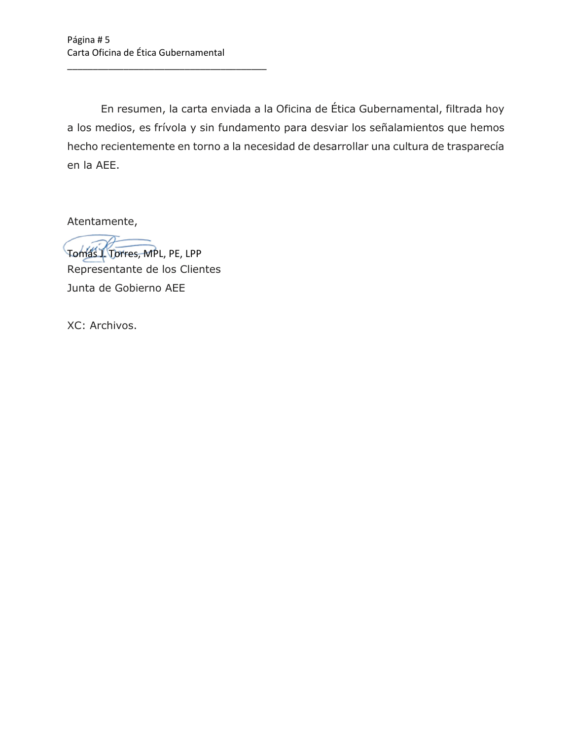En resumen, la carta enviada a la Oficina de Ética Gubernamental, filtrada hoy a los medios, es frívola y sin fundamento para desviar los señalamientos que hemos hecho recientemente en torno a la necesidad de desarrollar una cultura de trasparecía en la AEE.

Atentamente,

Tomás J. Torres, MPL, PE, LPP
Representante de los Clientes
Junta de Gobierno AEE

XC: Archivos.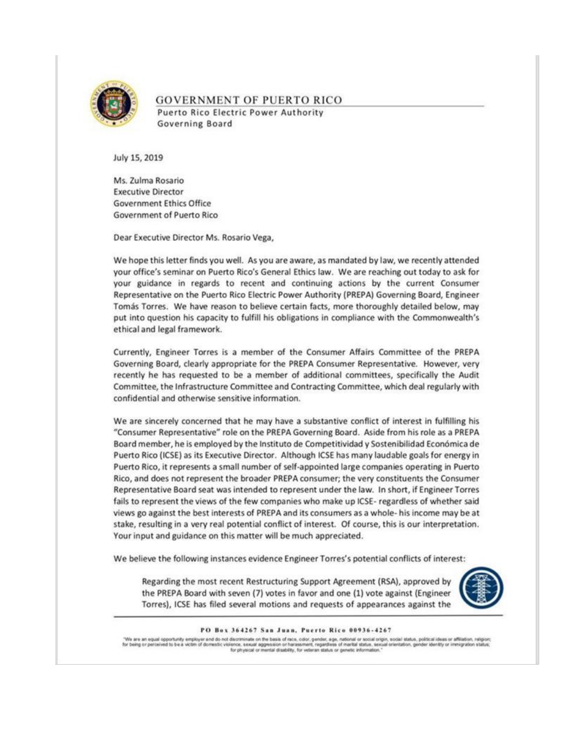GOVERNMENT OF PUERTO RICO
Puerto Rico Electric Power Authority
Governing Board

July 15, 2019

Ms. Zulma Rosario
Executive Director
Government Ethics Office
Government of Puerto Rico

Dear Executive Director Ms. Rosario Vega,

We hope this letter finds you well. As you are aware, as mandated by law, we recently attended your office's seminar on Puerto Rico's General Ethics law. We are reaching out today to ask for your guidance in regards to recent and continuing actions by the current Consumer Representative on the Puerto Rico Electric Power Authority (PREPA) Governing Board, Engineer Tomás Torres. We have reason to believe certain facts, more thoroughly detailed below, may put into question his capacity to fulfill his obligations in compliance with the Commonwealth's ethical and legal framework.

Currently, Engineer Torres is a member of the Consumer Affairs Committee of the PREPA Governing Board, clearly appropriate for the PREPA Consumer Representative. However, very recently he has requested to be a member of additional committees, specifically the Audit Committee, the Infrastructure Committee and Contracting Committee, which deal regularly with confidential and otherwise sensitive information.

We are sincerely concerned that he may have a substantive conflict of interest in fulfilling his "Consumer Representative" role on the PREPA Governing Board. Aside from his role as a PREPA Board member, he is employed by the Instituto de Competitividad y Sostenibilidad Económica de Puerto Rico (ICSE) as its Executive Director. Although ICSE has many laudable goals for energy in Puerto Rico, it represents a small number of self-appointed large companies operating in Puerto Rico, and does not represent the broader PREPA consumer; the very constituents the Consumer Representative Board seat was intended to represent under the law. In short, if Engineer Torres fails to represent the views of the few companies who make up ICSE- regardless of whether said views go against the best interests of PREPA and its consumers as a whole- his income may be at stake, resulting in a very real potential conflict of interest. Of course, this is our interpretation. Your input and guidance on this matter will be much appreciated.

We believe the following instances evidence Engineer Torres's potential conflicts of interest:

> Regarding the most recent Restructuring Support Agreement (RSA), approved by the PREPA Board with seven (7) votes in favor and one (1) vote against (Engineer Torres), ICSE has filed several motions and requests of appearances against the

PO Box 364267 San Juan, Puerto Rico 00936-4267

"We are an equal opportunity employer and do not discriminate on the basis of race, color, gender, age, national or social origin, social status, political ideas or affiliation, religion; for being or perceived to be a victim of domestic violence, sexual aggression or harassment, regardless of marital status, sexual orientation, gender identity or immigration status; for physical or mental disability, for veteran status or genetic information."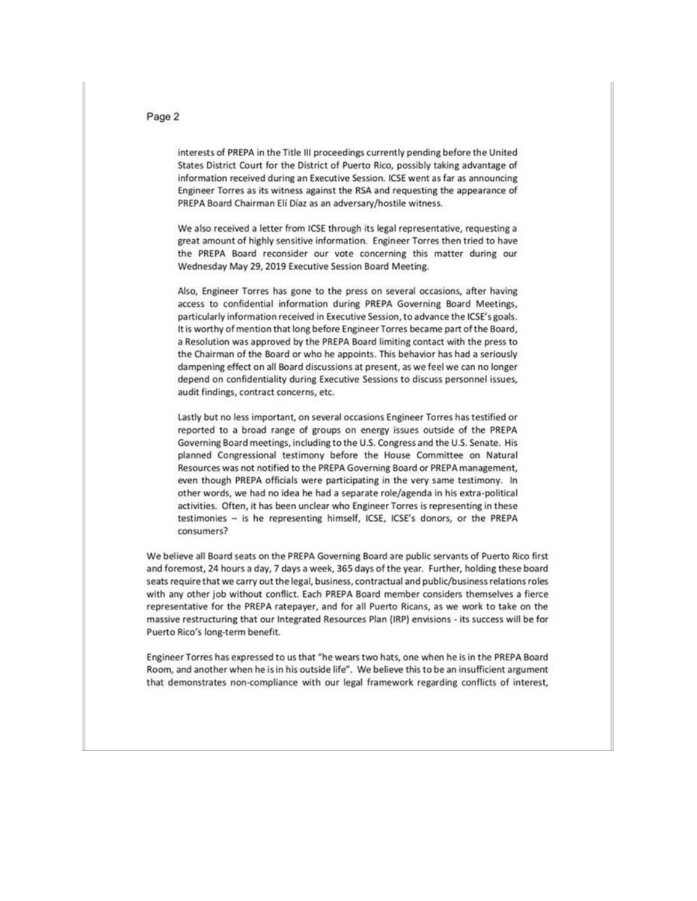interests of PREPA in the Title III proceedings currently pending before the United States District Court for the District of Puerto Rico, possibly taking advantage of information received during an Executive Session. ICSE went as far as announcing Engineer Torres as its witness against the RSA and requesting the appearance of PREPA Board Chairman Elí Díaz as an adversary/hostile witness.

> We also received a letter from ICSE through its legal representative, requesting a great amount of highly sensitive information. Engineer Torres then tried to have the PREPA Board reconsider our vote concerning this matter during our Wednesday May 29, 2019 Executive Session Board Meeting.
>
> Also, Engineer Torres has gone to the press on several occasions, after having access to confidential information during PREPA Governing Board Meetings, particularly information received in Executive Session, to advance the ICSE's goals. It is worthy of mention that long before Engineer Torres became part of the Board, a Resolution was approved by the PREPA Board limiting contact with the press to the Chairman of the Board or who he appoints. This behavior has had a seriously dampening effect on all Board discussions at present, as we feel we can no longer depend on confidentiality during Executive Sessions to discuss personnel issues, audit findings, contract concerns, etc.
>
> Lastly but no less important, on several occasions Engineer Torres has testified or reported to a broad range of groups on energy issues outside of the PREPA Governing Board meetings, including to the U.S. Congress and the U.S. Senate. His planned Congressional testimony before the House Committee on Natural Resources was not notified to the PREPA Governing Board or PREPA management, even though PREPA officials were participating in the very same testimony. In other words, we had no idea he had a separate role/agenda in his extra-political activities. Often, it has been unclear who Engineer Torres is representing in these testimonies – is he representing himself, ICSE, ICSE's donors, or the PREPA consumers?

We believe all Board seats on the PREPA Governing Board are public servants of Puerto Rico first and foremost, 24 hours a day, 7 days a week, 365 days of the year. Further, holding these board seats require that we carry out the legal, business, contractual and public/business relations roles with any other job without conflict. Each PREPA Board member considers themselves a fierce representative for the PREPA ratepayer, and for all Puerto Ricans, as we work to take on the massive restructuring that our Integrated Resources Plan (IRP) envisions - its success will be for Puerto Rico's long-term benefit.

Engineer Torres has expressed to us that "he wears two hats, one when he is in the PREPA Board Room, and another when he is in his outside life". We believe this to be an insufficient argument that demonstrates non-compliance with our legal framework regarding conflicts of interest,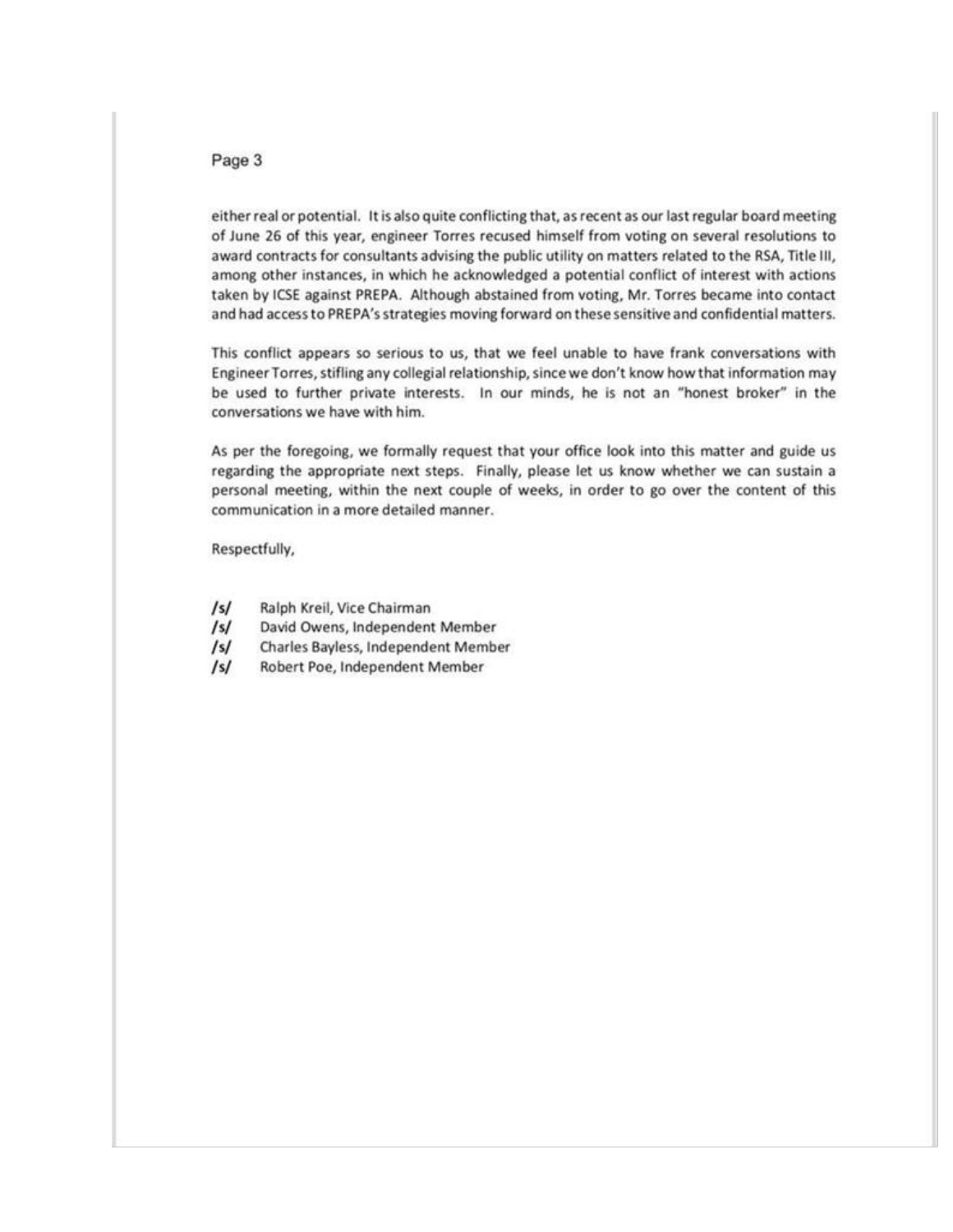either real or potential. It is also quite conflicting that, as recent as our last regular board meeting of June 26 of this year, engineer Torres recused himself from voting on several resolutions to award contracts for consultants advising the public utility on matters related to the RSA, Title III, among other instances, in which he acknowledged a potential conflict of interest with actions taken by ICSE against PREPA. Although abstained from voting, Mr. Torres became into contact and had access to PREPA's strategies moving forward on these sensitive and confidential matters.

This conflict appears so serious to us, that we feel unable to have frank conversations with Engineer Torres, stifling any collegial relationship, since we don't know how that information may be used to further private interests. In our minds, he is not an "honest broker" in the conversations we have with him.

As per the foregoing, we formally request that your office look into this matter and guide us regarding the appropriate next steps. Finally, please let us know whether we can sustain a personal meeting, within the next couple of weeks, in order to go over the content of this communication in a more detailed manner.

Respectfully,

/s/ Ralph Kreil, Vice Chairman
/s/ David Owens, Independent Member
/s/ Charles Bayless, Independent Member
/s/ Robert Poe, Independent Member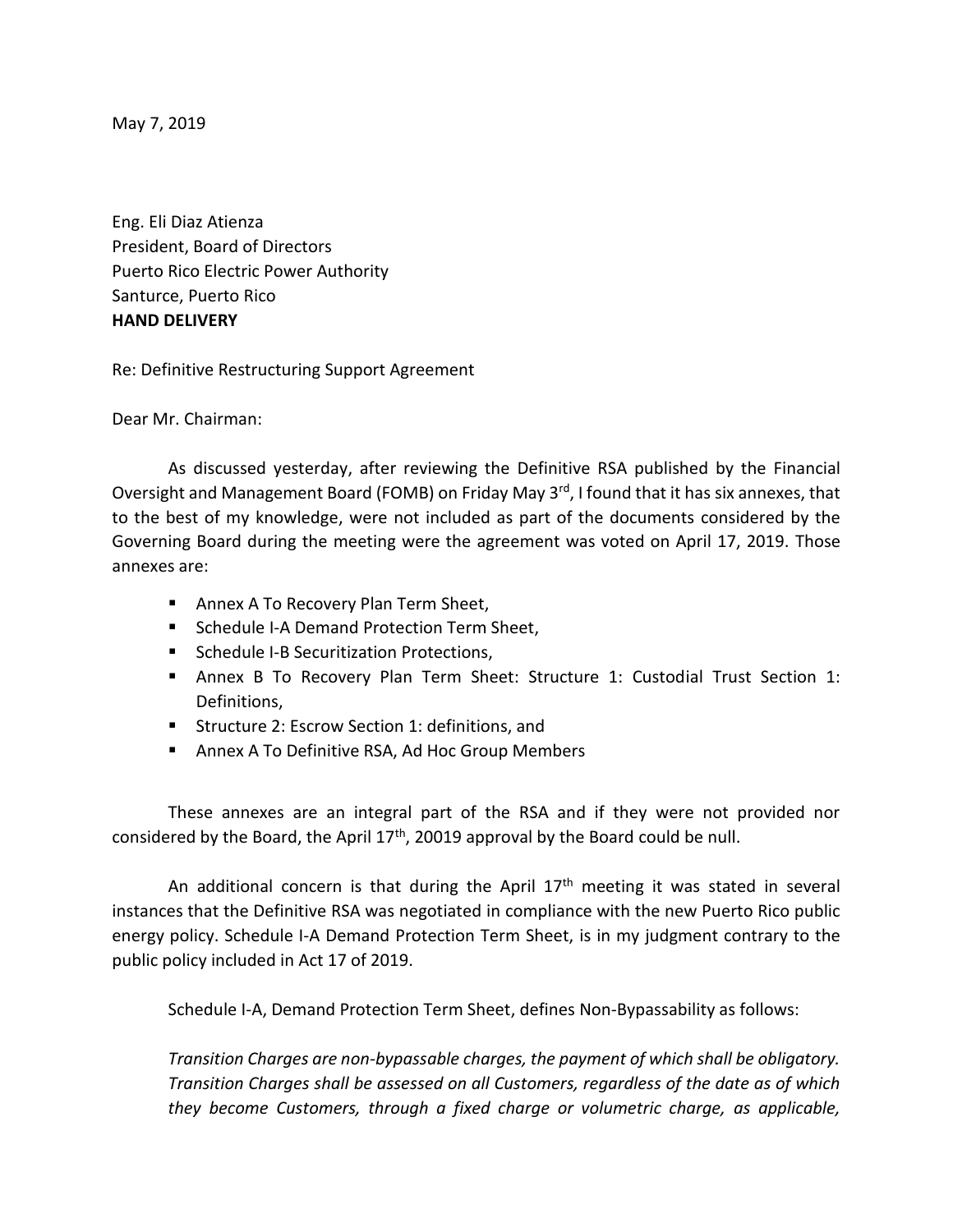May 7, 2019

Eng. Eli Diaz Atienza
President, Board of Directors
Puerto Rico Electric Power Authority
Santurce, Puerto Rico
**HAND DELIVERY**

Re: Definitive Restructuring Support Agreement

Dear Mr. Chairman:

As discussed yesterday, after reviewing the Definitive RSA published by the Financial Oversight and Management Board (FOMB) on Friday May 3rd, I found that it has six annexes, that to the best of my knowledge, were not included as part of the documents considered by the Governing Board during the meeting were the agreement was voted on April 17, 2019. Those annexes are:

- Annex A To Recovery Plan Term Sheet,
- Schedule I-A Demand Protection Term Sheet,
- Schedule I-B Securitization Protections,
- Annex B To Recovery Plan Term Sheet: Structure 1: Custodial Trust Section 1: Definitions,
- Structure 2: Escrow Section 1: definitions, and
- Annex A To Definitive RSA, Ad Hoc Group Members

These annexes are an integral part of the RSA and if they were not provided nor considered by the Board, the April 17th, 20019 approval by the Board could be null.

An additional concern is that during the April 17th meeting it was stated in several instances that the Definitive RSA was negotiated in compliance with the new Puerto Rico public energy policy. Schedule I-A Demand Protection Term Sheet, is in my judgment contrary to the public policy included in Act 17 of 2019.

Schedule I-A, Demand Protection Term Sheet, defines Non-Bypassability as follows:

*Transition Charges are non-bypassable charges, the payment of which shall be obligatory. Transition Charges shall be assessed on all Customers, regardless of the date as of which they become Customers, through a fixed charge or volumetric charge, as applicable,*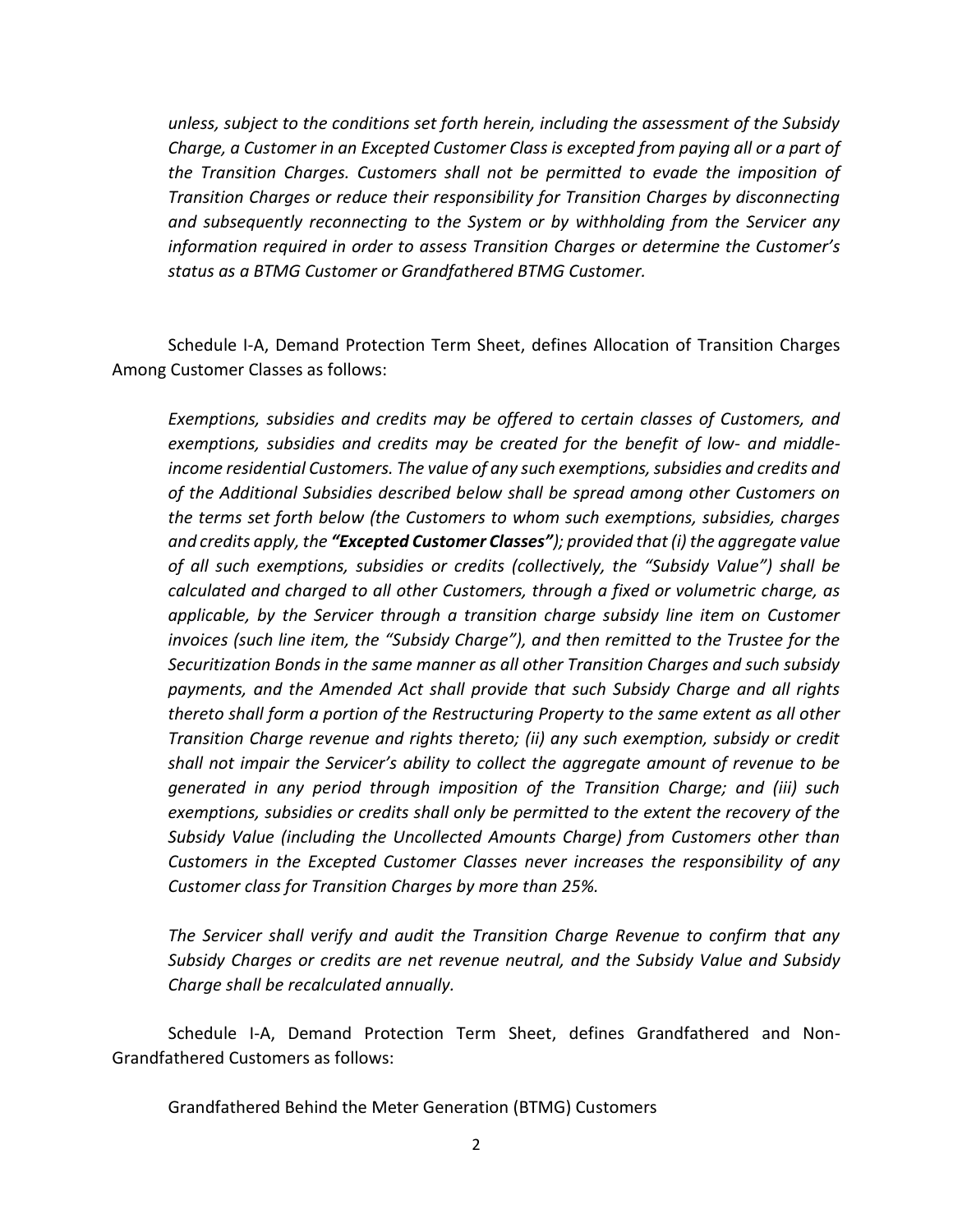*unless, subject to the conditions set forth herein, including the assessment of the Subsidy Charge, a Customer in an Excepted Customer Class is excepted from paying all or a part of the Transition Charges. Customers shall not be permitted to evade the imposition of Transition Charges or reduce their responsibility for Transition Charges by disconnecting and subsequently reconnecting to the System or by withholding from the Servicer any information required in order to assess Transition Charges or determine the Customer's status as a BTMG Customer or Grandfathered BTMG Customer.*

Schedule I-A, Demand Protection Term Sheet, defines Allocation of Transition Charges Among Customer Classes as follows:

*Exemptions, subsidies and credits may be offered to certain classes of Customers, and exemptions, subsidies and credits may be created for the benefit of low- and middle-income residential Customers. The value of any such exemptions, subsidies and credits and of the Additional Subsidies described below shall be spread among other Customers on the terms set forth below (the Customers to whom such exemptions, subsidies, charges and credits apply, the* ***"Excepted Customer Classes"****); provided that (i) the aggregate value of all such exemptions, subsidies or credits (collectively, the "Subsidy Value") shall be calculated and charged to all other Customers, through a fixed or volumetric charge, as applicable, by the Servicer through a transition charge subsidy line item on Customer invoices (such line item, the "Subsidy Charge"), and then remitted to the Trustee for the Securitization Bonds in the same manner as all other Transition Charges and such subsidy payments, and the Amended Act shall provide that such Subsidy Charge and all rights thereto shall form a portion of the Restructuring Property to the same extent as all other Transition Charge revenue and rights thereto; (ii) any such exemption, subsidy or credit shall not impair the Servicer's ability to collect the aggregate amount of revenue to be generated in any period through imposition of the Transition Charge; and (iii) such exemptions, subsidies or credits shall only be permitted to the extent the recovery of the Subsidy Value (including the Uncollected Amounts Charge) from Customers other than Customers in the Excepted Customer Classes never increases the responsibility of any Customer class for Transition Charges by more than 25%.*

*The Servicer shall verify and audit the Transition Charge Revenue to confirm that any Subsidy Charges or credits are net revenue neutral, and the Subsidy Value and Subsidy Charge shall be recalculated annually.*

Schedule I-A, Demand Protection Term Sheet, defines Grandfathered and Non-Grandfathered Customers as follows:

Grandfathered Behind the Meter Generation (BTMG) Customers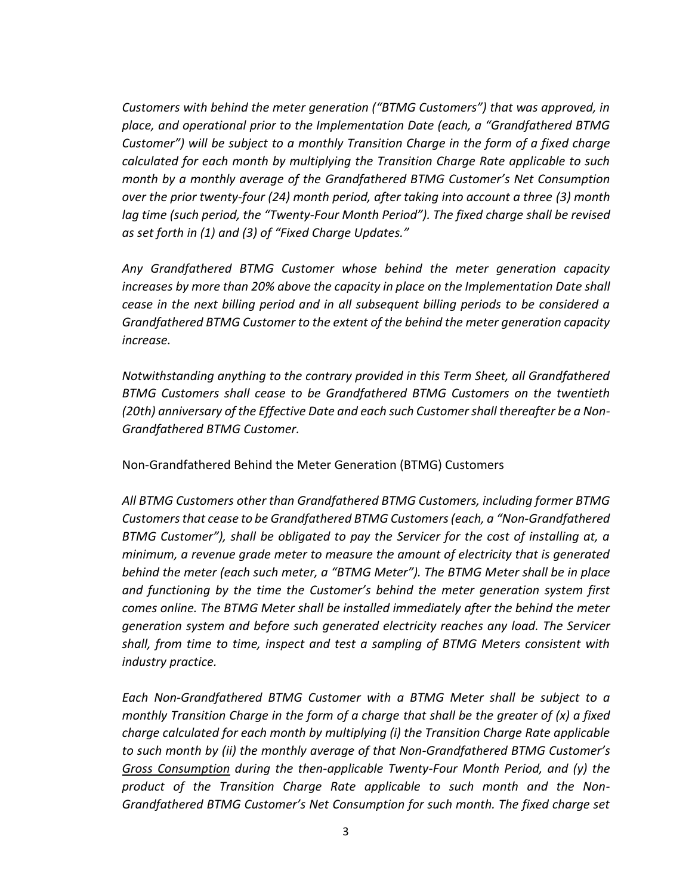*Customers with behind the meter generation ("BTMG Customers") that was approved, in place, and operational prior to the Implementation Date (each, a "Grandfathered BTMG Customer") will be subject to a monthly Transition Charge in the form of a fixed charge calculated for each month by multiplying the Transition Charge Rate applicable to such month by a monthly average of the Grandfathered BTMG Customer's Net Consumption over the prior twenty-four (24) month period, after taking into account a three (3) month lag time (such period, the "Twenty-Four Month Period"). The fixed charge shall be revised as set forth in (1) and (3) of "Fixed Charge Updates."*

*Any Grandfathered BTMG Customer whose behind the meter generation capacity increases by more than 20% above the capacity in place on the Implementation Date shall cease in the next billing period and in all subsequent billing periods to be considered a Grandfathered BTMG Customer to the extent of the behind the meter generation capacity increase.*

*Notwithstanding anything to the contrary provided in this Term Sheet, all Grandfathered BTMG Customers shall cease to be Grandfathered BTMG Customers on the twentieth (20th) anniversary of the Effective Date and each such Customer shall thereafter be a Non-Grandfathered BTMG Customer.*

Non-Grandfathered Behind the Meter Generation (BTMG) Customers

*All BTMG Customers other than Grandfathered BTMG Customers, including former BTMG Customers that cease to be Grandfathered BTMG Customers (each, a "Non-Grandfathered BTMG Customer"), shall be obligated to pay the Servicer for the cost of installing at, a minimum, a revenue grade meter to measure the amount of electricity that is generated behind the meter (each such meter, a "BTMG Meter"). The BTMG Meter shall be in place and functioning by the time the Customer's behind the meter generation system first comes online. The BTMG Meter shall be installed immediately after the behind the meter generation system and before such generated electricity reaches any load. The Servicer shall, from time to time, inspect and test a sampling of BTMG Meters consistent with industry practice.*

*Each Non-Grandfathered BTMG Customer with a BTMG Meter shall be subject to a monthly Transition Charge in the form of a charge that shall be the greater of (x) a fixed charge calculated for each month by multiplying (i) the Transition Charge Rate applicable to such month by (ii) the monthly average of that Non-Grandfathered BTMG Customer's <u>Gross Consumption</u> during the then-applicable Twenty-Four Month Period, and (y) the product of the Transition Charge Rate applicable to such month and the Non-Grandfathered BTMG Customer's Net Consumption for such month. The fixed charge set*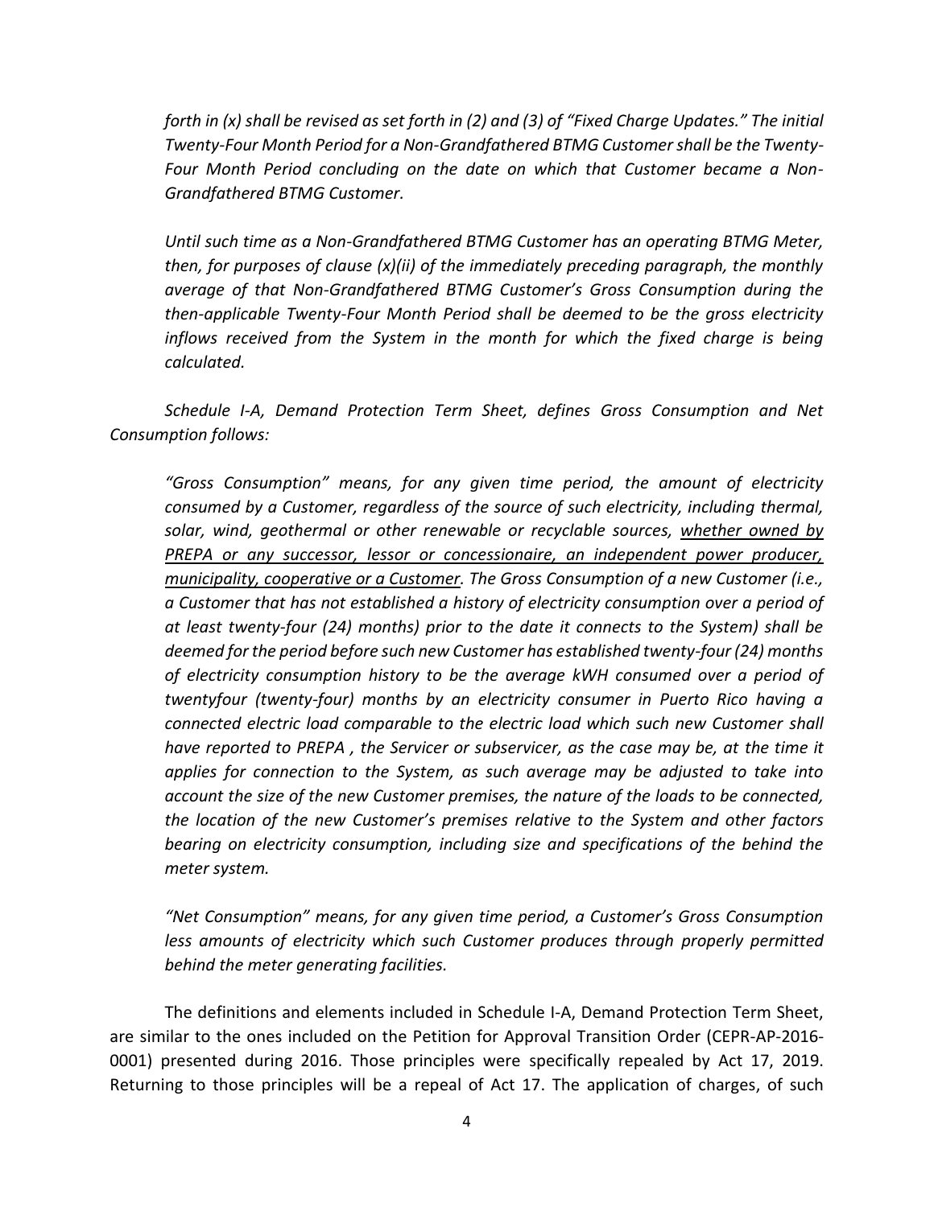*forth in (x) shall be revised as set forth in (2) and (3) of "Fixed Charge Updates." The initial Twenty-Four Month Period for a Non-Grandfathered BTMG Customer shall be the Twenty-Four Month Period concluding on the date on which that Customer became a Non-Grandfathered BTMG Customer.*

*Until such time as a Non-Grandfathered BTMG Customer has an operating BTMG Meter, then, for purposes of clause (x)(ii) of the immediately preceding paragraph, the monthly average of that Non-Grandfathered BTMG Customer's Gross Consumption during the then-applicable Twenty-Four Month Period shall be deemed to be the gross electricity inflows received from the System in the month for which the fixed charge is being calculated.*

*Schedule I-A, Demand Protection Term Sheet, defines Gross Consumption and Net Consumption follows:*

*"Gross Consumption" means, for any given time period, the amount of electricity consumed by a Customer, regardless of the source of such electricity, including thermal, solar, wind, geothermal or other renewable or recyclable sources, <u>whether owned by PREPA or any successor, lessor or concessionaire, an independent power producer, municipality, cooperative or a Customer</u>. The Gross Consumption of a new Customer (i.e., a Customer that has not established a history of electricity consumption over a period of at least twenty-four (24) months) prior to the date it connects to the System) shall be deemed for the period before such new Customer has established twenty-four (24) months of electricity consumption history to be the average kWH consumed over a period of twentyfour (twenty-four) months by an electricity consumer in Puerto Rico having a connected electric load comparable to the electric load which such new Customer shall have reported to PREPA , the Servicer or subservicer, as the case may be, at the time it applies for connection to the System, as such average may be adjusted to take into account the size of the new Customer premises, the nature of the loads to be connected, the location of the new Customer's premises relative to the System and other factors bearing on electricity consumption, including size and specifications of the behind the meter system.*

*"Net Consumption" means, for any given time period, a Customer's Gross Consumption less amounts of electricity which such Customer produces through properly permitted behind the meter generating facilities.*

The definitions and elements included in Schedule I-A, Demand Protection Term Sheet, are similar to the ones included on the Petition for Approval Transition Order (CEPR-AP-2016-0001) presented during 2016. Those principles were specifically repealed by Act 17, 2019. Returning to those principles will be a repeal of Act 17. The application of charges, of such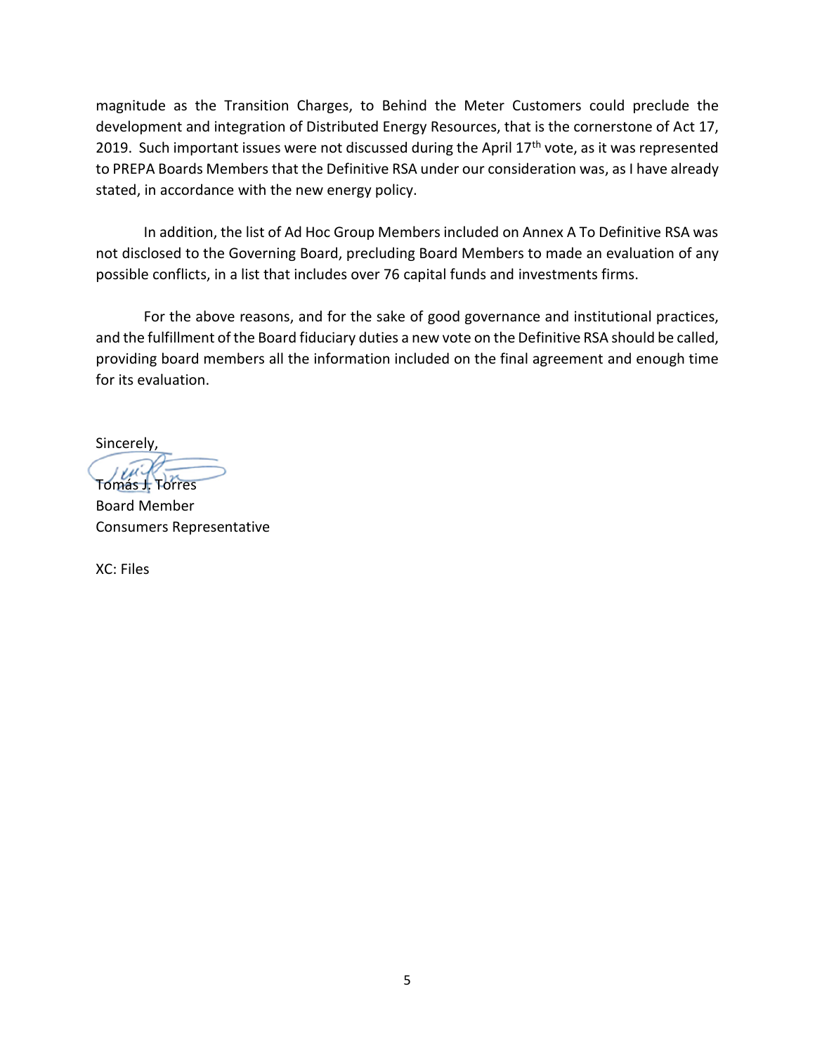magnitude as the Transition Charges, to Behind the Meter Customers could preclude the development and integration of Distributed Energy Resources, that is the cornerstone of Act 17, 2019. Such important issues were not discussed during the April 17th vote, as it was represented to PREPA Boards Members that the Definitive RSA under our consideration was, as I have already stated, in accordance with the new energy policy.

In addition, the list of Ad Hoc Group Members included on Annex A To Definitive RSA was not disclosed to the Governing Board, precluding Board Members to made an evaluation of any possible conflicts, in a list that includes over 76 capital funds and investments firms.

For the above reasons, and for the sake of good governance and institutional practices, and the fulfillment of the Board fiduciary duties a new vote on the Definitive RSA should be called, providing board members all the information included on the final agreement and enough time for its evaluation.

Sincerely,

Tomás J. Torres
Board Member
Consumers Representative

XC: Files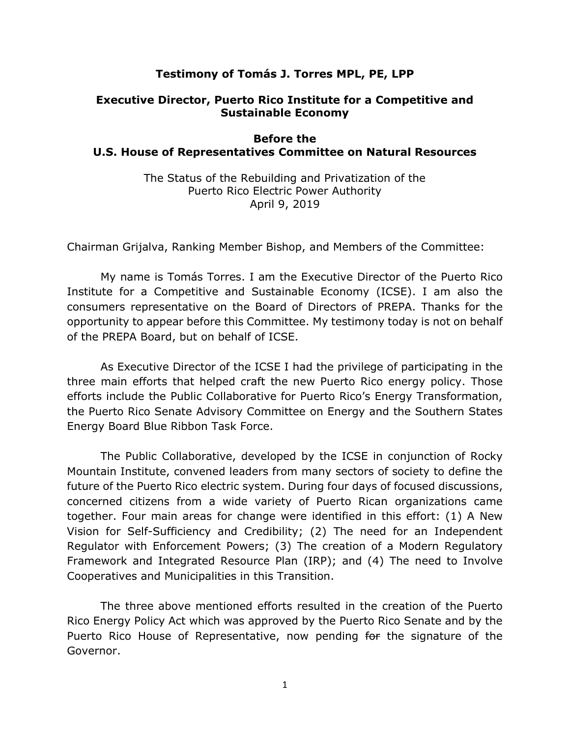**Testimony of Tomás J. Torres MPL, PE, LPP**

**Executive Director, Puerto Rico Institute for a Competitive and Sustainable Economy**

**Before the U.S. House of Representatives Committee on Natural Resources**

The Status of the Rebuilding and Privatization of the Puerto Rico Electric Power Authority
April 9, 2019

Chairman Grijalva, Ranking Member Bishop, and Members of the Committee:

My name is Tomás Torres. I am the Executive Director of the Puerto Rico Institute for a Competitive and Sustainable Economy (ICSE). I am also the consumers representative on the Board of Directors of PREPA. Thanks for the opportunity to appear before this Committee. My testimony today is not on behalf of the PREPA Board, but on behalf of ICSE.

As Executive Director of the ICSE I had the privilege of participating in the three main efforts that helped craft the new Puerto Rico energy policy. Those efforts include the Public Collaborative for Puerto Rico's Energy Transformation, the Puerto Rico Senate Advisory Committee on Energy and the Southern States Energy Board Blue Ribbon Task Force.

The Public Collaborative, developed by the ICSE in conjunction of Rocky Mountain Institute, convened leaders from many sectors of society to define the future of the Puerto Rico electric system. During four days of focused discussions, concerned citizens from a wide variety of Puerto Rican organizations came together. Four main areas for change were identified in this effort: (1) A New Vision for Self-Sufficiency and Credibility; (2) The need for an Independent Regulator with Enforcement Powers; (3) The creation of a Modern Regulatory Framework and Integrated Resource Plan (IRP); and (4) The need to Involve Cooperatives and Municipalities in this Transition.

The three above mentioned efforts resulted in the creation of the Puerto Rico Energy Policy Act which was approved by the Puerto Rico Senate and by the Puerto Rico House of Representative, now pending ~~for~~ the signature of the Governor.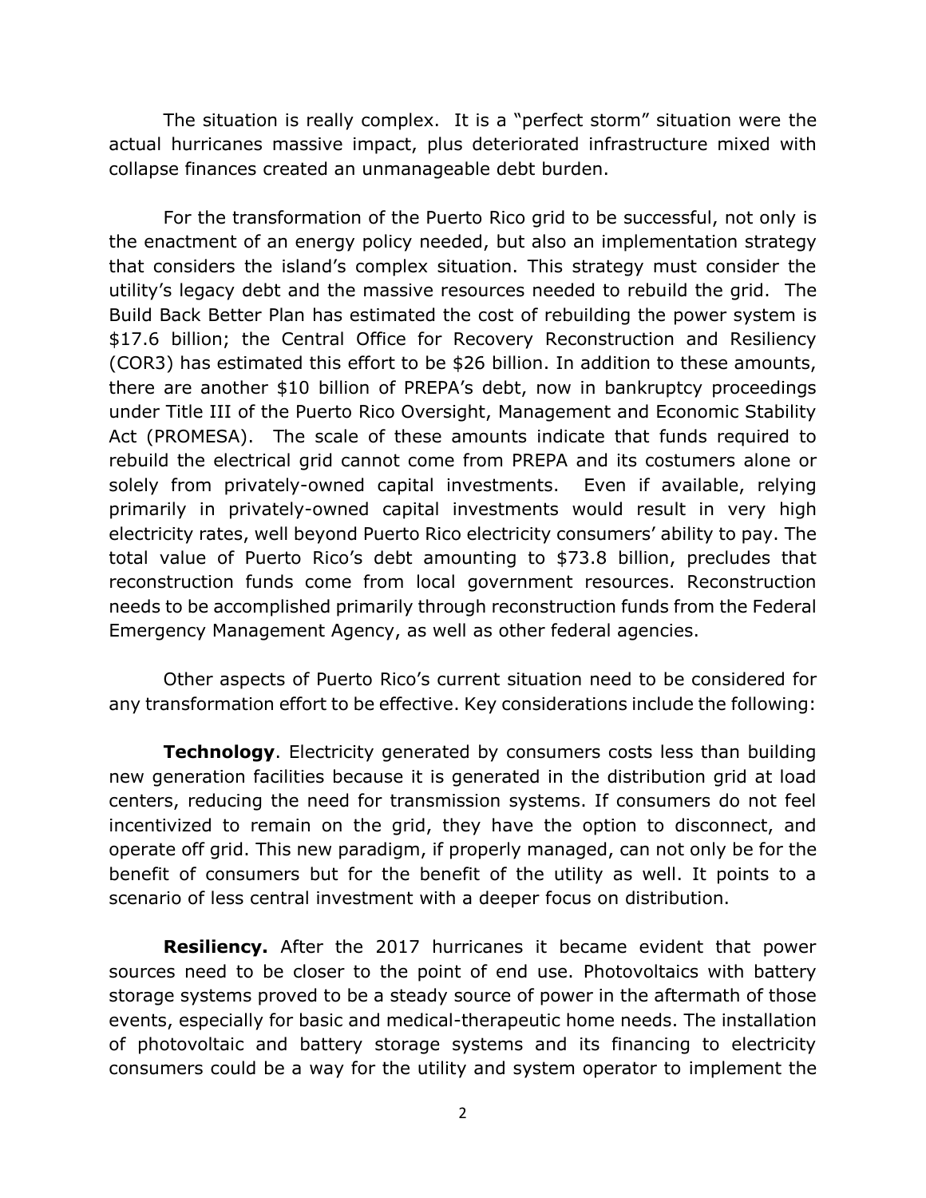The situation is really complex. It is a "perfect storm" situation were the actual hurricanes massive impact, plus deteriorated infrastructure mixed with collapse finances created an unmanageable debt burden.

For the transformation of the Puerto Rico grid to be successful, not only is the enactment of an energy policy needed, but also an implementation strategy that considers the island's complex situation. This strategy must consider the utility's legacy debt and the massive resources needed to rebuild the grid. The Build Back Better Plan has estimated the cost of rebuilding the power system is \$17.6 billion; the Central Office for Recovery Reconstruction and Resiliency (COR3) has estimated this effort to be \$26 billion. In addition to these amounts, there are another \$10 billion of PREPA's debt, now in bankruptcy proceedings under Title III of the Puerto Rico Oversight, Management and Economic Stability Act (PROMESA). The scale of these amounts indicate that funds required to rebuild the electrical grid cannot come from PREPA and its costumers alone or solely from privately-owned capital investments. Even if available, relying primarily in privately-owned capital investments would result in very high electricity rates, well beyond Puerto Rico electricity consumers' ability to pay. The total value of Puerto Rico's debt amounting to \$73.8 billion, precludes that reconstruction funds come from local government resources. Reconstruction needs to be accomplished primarily through reconstruction funds from the Federal Emergency Management Agency, as well as other federal agencies.

Other aspects of Puerto Rico's current situation need to be considered for any transformation effort to be effective. Key considerations include the following:

**Technology**. Electricity generated by consumers costs less than building new generation facilities because it is generated in the distribution grid at load centers, reducing the need for transmission systems. If consumers do not feel incentivized to remain on the grid, they have the option to disconnect, and operate off grid. This new paradigm, if properly managed, can not only be for the benefit of consumers but for the benefit of the utility as well. It points to a scenario of less central investment with a deeper focus on distribution.

**Resiliency.** After the 2017 hurricanes it became evident that power sources need to be closer to the point of end use. Photovoltaics with battery storage systems proved to be a steady source of power in the aftermath of those events, especially for basic and medical-therapeutic home needs. The installation of photovoltaic and battery storage systems and its financing to electricity consumers could be a way for the utility and system operator to implement the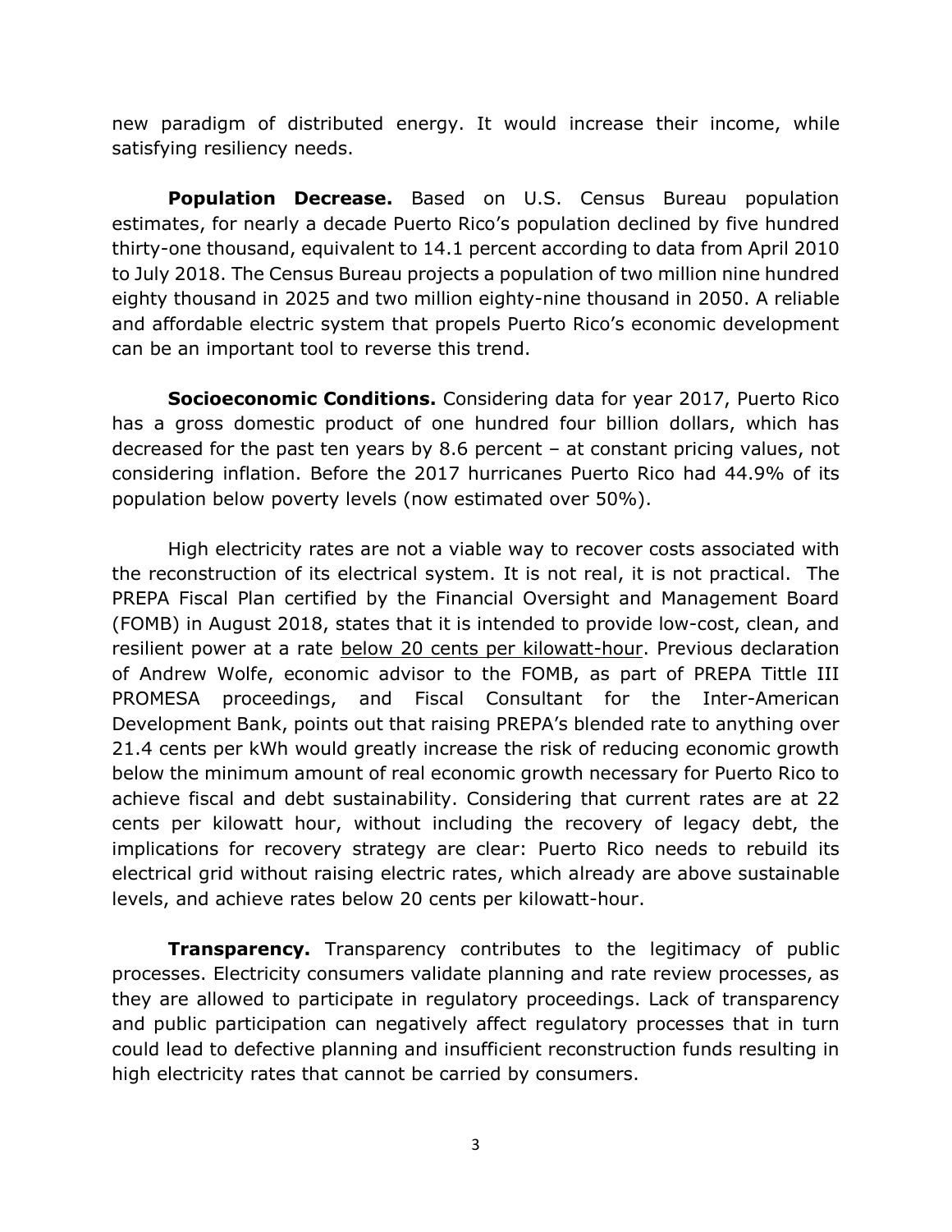new paradigm of distributed energy. It would increase their income, while satisfying resiliency needs.

**Population Decrease.** Based on U.S. Census Bureau population estimates, for nearly a decade Puerto Rico's population declined by five hundred thirty-one thousand, equivalent to 14.1 percent according to data from April 2010 to July 2018. The Census Bureau projects a population of two million nine hundred eighty thousand in 2025 and two million eighty-nine thousand in 2050. A reliable and affordable electric system that propels Puerto Rico's economic development can be an important tool to reverse this trend.

**Socioeconomic Conditions.** Considering data for year 2017, Puerto Rico has a gross domestic product of one hundred four billion dollars, which has decreased for the past ten years by 8.6 percent – at constant pricing values, not considering inflation. Before the 2017 hurricanes Puerto Rico had 44.9% of its population below poverty levels (now estimated over 50%).

High electricity rates are not a viable way to recover costs associated with the reconstruction of its electrical system. It is not real, it is not practical. The PREPA Fiscal Plan certified by the Financial Oversight and Management Board (FOMB) in August 2018, states that it is intended to provide low-cost, clean, and resilient power at a rate <u>below 20 cents per kilowatt-hour</u>. Previous declaration of Andrew Wolfe, economic advisor to the FOMB, as part of PREPA Tittle III PROMESA proceedings, and Fiscal Consultant for the Inter-American Development Bank, points out that raising PREPA's blended rate to anything over 21.4 cents per kWh would greatly increase the risk of reducing economic growth below the minimum amount of real economic growth necessary for Puerto Rico to achieve fiscal and debt sustainability. Considering that current rates are at 22 cents per kilowatt hour, without including the recovery of legacy debt, the implications for recovery strategy are clear: Puerto Rico needs to rebuild its electrical grid without raising electric rates, which already are above sustainable levels, and achieve rates below 20 cents per kilowatt-hour.

**Transparency.** Transparency contributes to the legitimacy of public processes. Electricity consumers validate planning and rate review processes, as they are allowed to participate in regulatory proceedings. Lack of transparency and public participation can negatively affect regulatory processes that in turn could lead to defective planning and insufficient reconstruction funds resulting in high electricity rates that cannot be carried by consumers.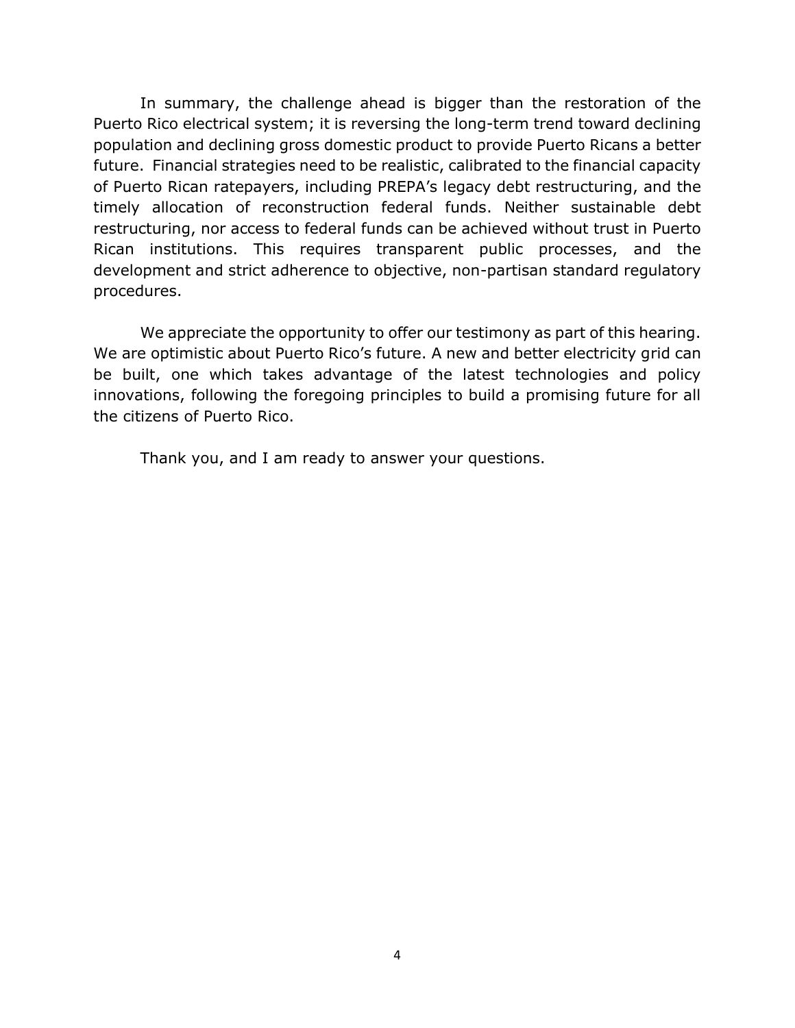In summary, the challenge ahead is bigger than the restoration of the Puerto Rico electrical system; it is reversing the long-term trend toward declining population and declining gross domestic product to provide Puerto Ricans a better future. Financial strategies need to be realistic, calibrated to the financial capacity of Puerto Rican ratepayers, including PREPA's legacy debt restructuring, and the timely allocation of reconstruction federal funds. Neither sustainable debt restructuring, nor access to federal funds can be achieved without trust in Puerto Rican institutions. This requires transparent public processes, and the development and strict adherence to objective, non-partisan standard regulatory procedures.

We appreciate the opportunity to offer our testimony as part of this hearing. We are optimistic about Puerto Rico's future. A new and better electricity grid can be built, one which takes advantage of the latest technologies and policy innovations, following the foregoing principles to build a promising future for all the citizens of Puerto Rico.

Thank you, and I am ready to answer your questions.